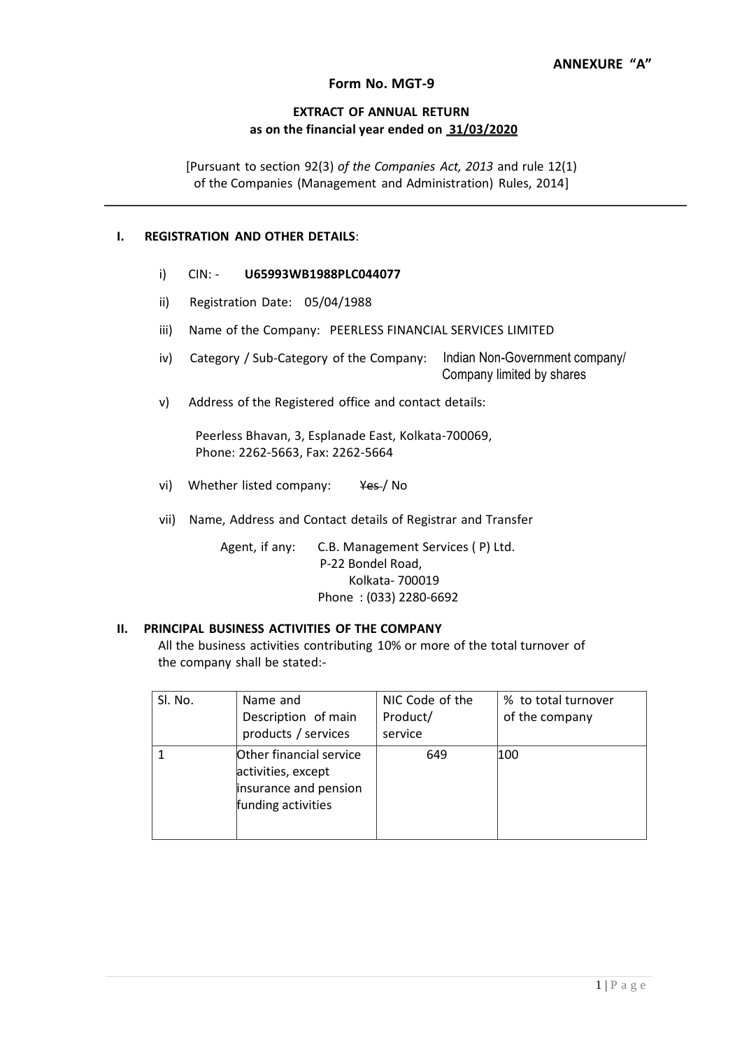**ANNEXURE "A"**

**Form No. MGT-9**

**EXTRACT OF ANNUAL RETURN**
**as on the financial year ended on 31/03/2020**

[Pursuant to section 92(3) *of the Companies Act, 2013* and rule 12(1) of the Companies (Management and Administration) Rules, 2014]

## I. REGISTRATION AND OTHER DETAILS:

i) CIN: - **U65993WB1988PLC044077**

ii) Registration Date: 05/04/1988

iii) Name of the Company: PEERLESS FINANCIAL SERVICES LIMITED

iv) Category / Sub-Category of the Company: Indian Non-Government company/ Company limited by shares

v) Address of the Registered office and contact details:

Peerless Bhavan, 3, Esplanade East, Kolkata-700069,
Phone: 2262-5663, Fax: 2262-5664

vi) Whether listed company: ~~Yes~~ / No

vii) Name, Address and Contact details of Registrar and Transfer Agent, if any: C.B. Management Services ( P) Ltd.
P-22 Bondel Road,
Kolkata- 700019
Phone : (033) 2280-6692

## II. PRINCIPAL BUSINESS ACTIVITIES OF THE COMPANY

All the business activities contributing 10% or more of the total turnover of the company shall be stated:-

| Sl. No. | Name and Description of main products / services | NIC Code of the Product/ service | % to total turnover of the company |
|---|---|---|---|
| 1 | Other financial service activities, except insurance and pension funding activities | 649 | 100 |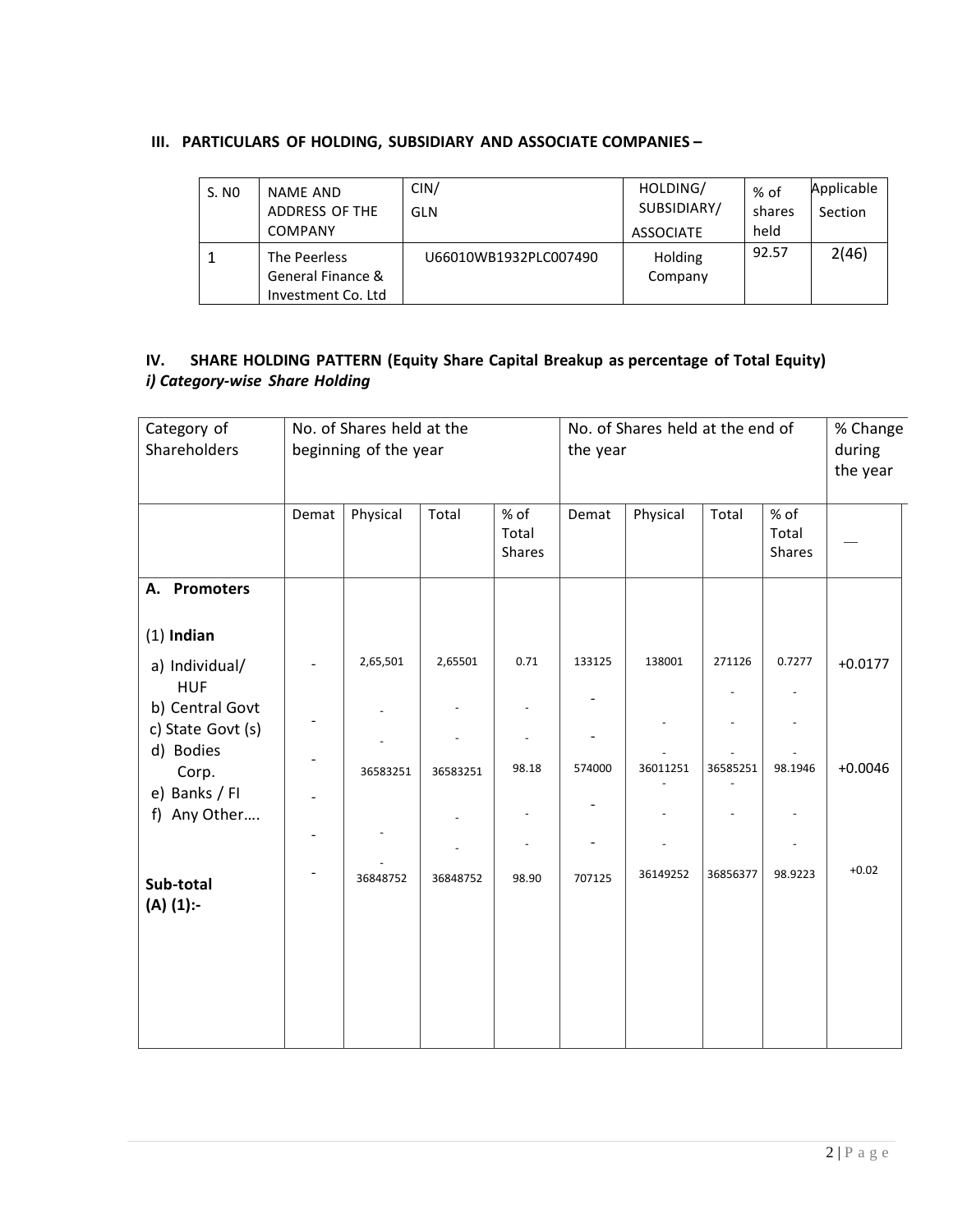### III. PARTICULARS OF HOLDING, SUBSIDIARY AND ASSOCIATE COMPANIES –

| S. N0 | NAME AND ADDRESS OF THE COMPANY | CIN/ GLN | HOLDING/ SUBSIDIARY/ ASSOCIATE | % of shares held | Applicable Section |
|---|---|---|---|---|---|
| 1 | The Peerless General Finance & Investment Co. Ltd | U66010WB1932PLC007490 | Holding Company | 92.57 | 2(46) |

### IV. SHARE HOLDING PATTERN (Equity Share Capital Breakup as percentage of Total Equity)

***i) Category-wise Share Holding***

| Category of Shareholders | No. of Shares held at the beginning of the year | | | | No. of Shares held at the end of the year | | | | % Change during the year |
|---|---|---|---|---|---|---|---|---|---|
| | Demat | Physical | Total | % of Total Shares | Demat | Physical | Total | % of Total Shares | — |
| **A. Promoters** | | | | | | | | | |
| (1) **Indian** | | | | | | | | | |
| a) Individual/ HUF | - | 2,65,501 | 2,65501 | 0.71 | 133125 | 138001 | 271126 | 0.7277 | +0.0177 |
| b) Central Govt | - | - | - | - | - | | - | - | |
| c) State Govt (s) | | - | - | - | - | - | - | - | |
| d) Bodies Corp. | - | 36583251 | 36583251 | 98.18 | 574000 | 36011251 | 36585251 | 98.1946 | +0.0046 |
| e) Banks / FI | - | | | | - | - | - | | |
| f) Any Other…. | - | - | - | - | - | - | - | - | |
| **Sub-total (A) (1):-** | - | 36848752 | 36848752 | 98.90 | 707125 | 36149252 | 36856377 | 98.9223 | +0.02 |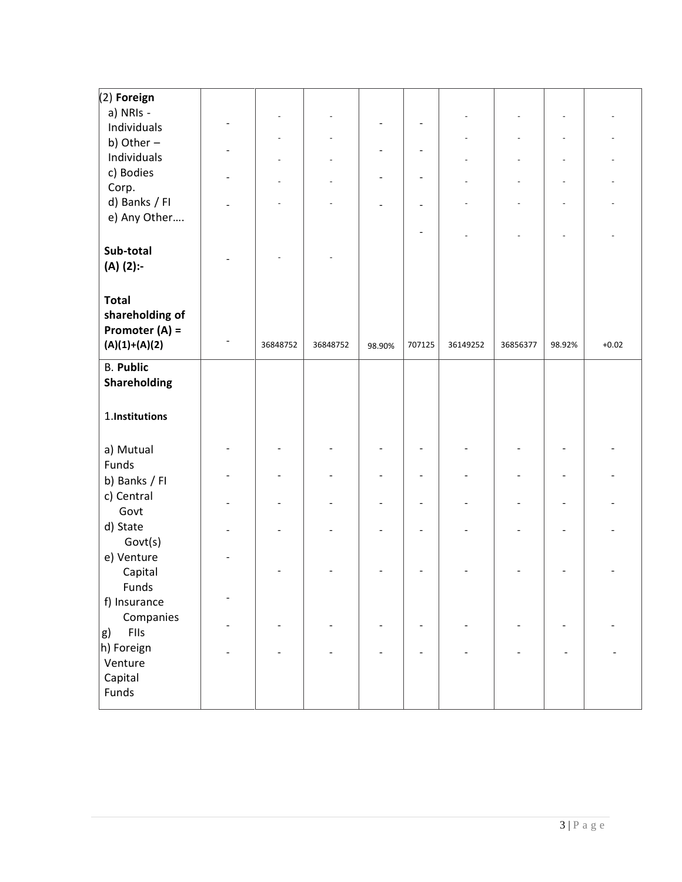| | | | | | | | | | |
|---|---|---|---|---|---|---|---|---|---|
| (2) **Foreign** | | | | | | | | | |
| a) NRIs - Individuals | - | - | - | - | - | - | - | - | - |
| b) Other – Individuals | - | - | - | - | - | - | - | - | - |
| c) Bodies Corp. | - | - | - | - | - | - | - | - | - |
| d) Banks / FI | - | - | - | - | - | - | - | - | - |
| e) Any Other…. | | | | | - | - | - | - | - |
| **Sub-total (A) (2):-** | - | - | - | | | | | | |
| **Total shareholding of Promoter (A) = (A)(1)+(A)(2)** | - | 36848752 | 36848752 | 98.90% | 707125 | 36149252 | 36856377 | 98.92% | +0.02 |
| B. **Public Shareholding** | | | | | | | | | |
| 1.**Institutions** | | | | | | | | | |
| a) Mutual Funds | - | - | - | - | - | - | - | - | - |
| b) Banks / FI | - | - | - | - | - | - | - | - | - |
| c) Central Govt | - | - | - | - | - | - | - | - | - |
| d) State Govt(s) | - | - | - | - | - | - | - | - | - |
| e) Venture Capital Funds | - | - | - | - | - | - | - | - | - |
| f) Insurance Companies | - | | | | | | | | |
| g) FIIs | - | - | - | - | - | - | - | - | - |
| h) Foreign Venture Capital Funds | - | - | - | - | - | - | - | - | - |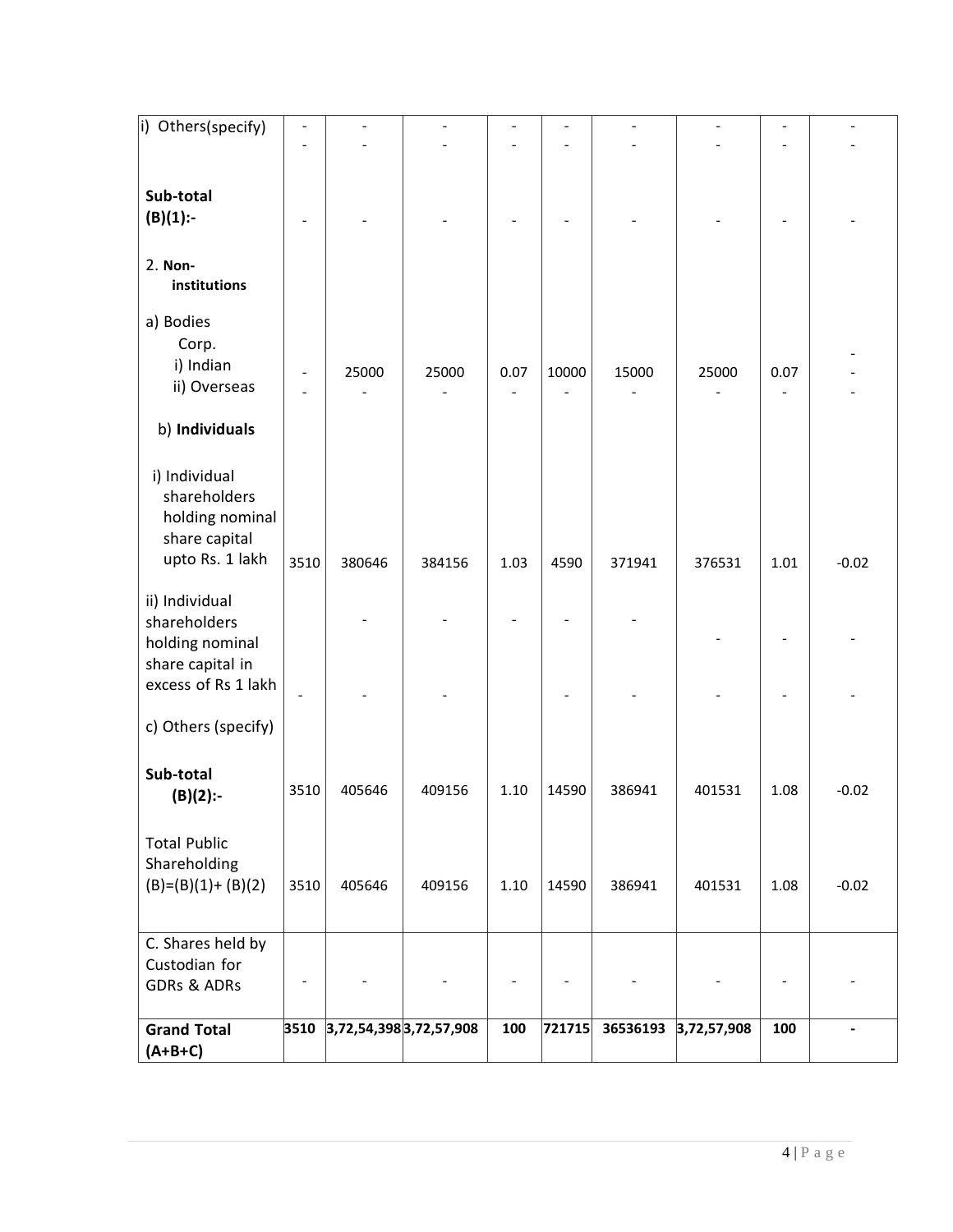| i) Others(specify) | -<br>- | -<br>- | -<br>- | -<br>- | -<br>- | -<br>- | -<br>- | -<br>- | -<br>- |
|---|---|---|---|---|---|---|---|---|---|
| **Sub-total (B)(1):-** | - | - | - | - | - | - | - | - | - |
| 2. **Non-institutions** | | | | | | | | | |
| a) Bodies Corp.<br>i) Indian<br>ii) Overseas | -<br>- | 25000<br>- | 25000<br>- | 0.07<br>- | 10000<br>- | 15000<br>- | 25000<br>- | 0.07<br>- | -<br>-<br>- |
| b) **Individuals** | | | | | | | | | |
| i) Individual shareholders holding nominal share capital upto Rs. 1 lakh | 3510 | 380646 | 384156 | 1.03 | 4590 | 371941 | 376531 | 1.01 | -0.02 |
| ii) Individual shareholders holding nominal share capital in excess of Rs 1 lakh | - | -<br>- | -<br>- | - | -<br>- | -<br>- | -<br>- | -<br>- | -<br>- |
| c) Others (specify) | | | | | | | | | |
| **Sub-total (B)(2):-** | 3510 | 405646 | 409156 | 1.10 | 14590 | 386941 | 401531 | 1.08 | -0.02 |
| Total Public Shareholding (B)=(B)(1)+ (B)(2) | 3510 | 405646 | 409156 | 1.10 | 14590 | 386941 | 401531 | 1.08 | -0.02 |
| C. Shares held by Custodian for GDRs & ADRs | - | - | - | - | - | - | - | - | - |
| **Grand Total (A+B+C)** | **3510** | **3,72,54,398** | **3,72,57,908** | **100** | **721715** | **36536193** | **3,72,57,908** | **100** | **-** |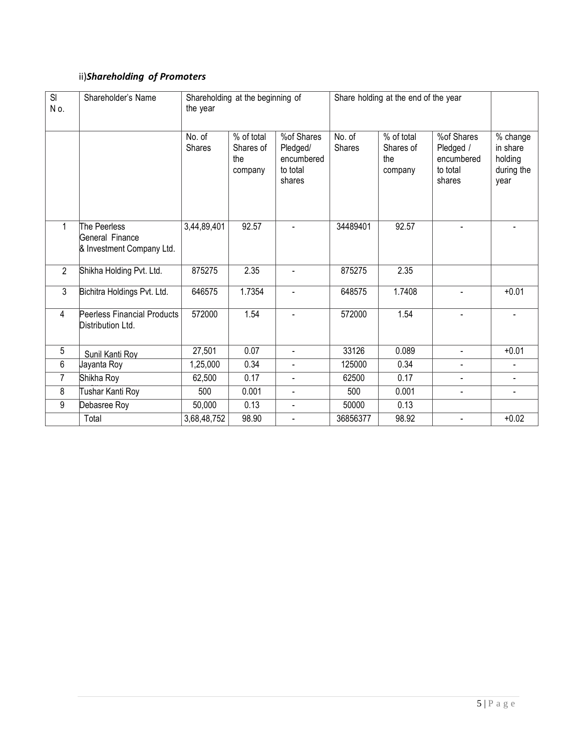ii)***Shareholding of Promoters***

| Sl No. | Shareholder's Name | Shareholding at the beginning of the year | | | Share holding at the end of the year | | | |
|---|---|---|---|---|---|---|---|---|
| | | No. of Shares | % of total Shares of the company | %of Shares Pledged/ encumbered to total shares | No. of Shares | % of total Shares of the company | %of Shares Pledged / encumbered to total shares | % change in share holding during the year |
| 1 | The Peerless General Finance & Investment Company Ltd. | 3,44,89,401 | 92.57 | - | 34489401 | 92.57 | - | - |
| 2 | Shikha Holding Pvt. Ltd. | 875275 | 2.35 | - | 875275 | 2.35 | | |
| 3 | Bichitra Holdings Pvt. Ltd. | 646575 | 1.7354 | - | 648575 | 1.7408 | - | +0.01 |
| 4 | Peerless Financial Products Distribution Ltd. | 572000 | 1.54 | - | 572000 | 1.54 | - | - |
| 5 | Sunil Kanti Roy | 27,501 | 0.07 | - | 33126 | 0.089 | - | +0.01 |
| 6 | Jayanta Roy | 1,25,000 | 0.34 | - | 125000 | 0.34 | - | - |
| 7 | Shikha Roy | 62,500 | 0.17 | - | 62500 | 0.17 | - | - |
| 8 | Tushar Kanti Roy | 500 | 0.001 | - | 500 | 0.001 | - | - |
| 9 | Debasree Roy | 50,000 | 0.13 | - | 50000 | 0.13 | | |
| | Total | 3,68,48,752 | 98.90 | - | 36856377 | 98.92 | - | +0.02 |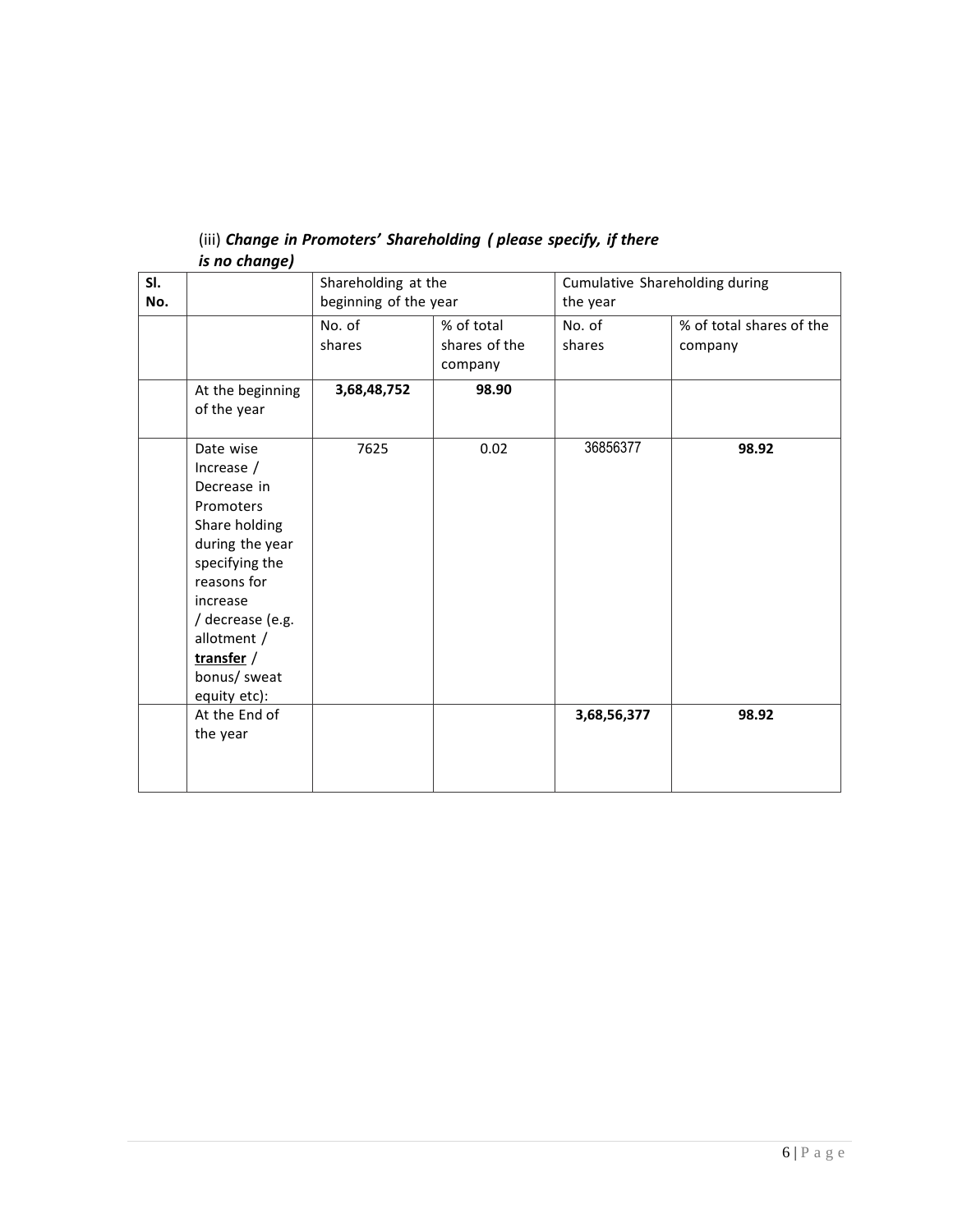(iii) ***Change in Promoters' Shareholding ( please specify, if there is no change)***

| Sl. No. | | Shareholding at the beginning of the year | | Cumulative Shareholding during the year | |
|---|---|---|---|---|---|
| | | No. of shares | % of total shares of the company | No. of shares | % of total shares of the company |
| | At the beginning of the year | **3,68,48,752** | **98.90** | | |
| | Date wise Increase / Decrease in Promoters Share holding during the year specifying the reasons for increase / decrease (e.g. allotment / **transfer** / bonus/ sweat equity etc): | 7625 | 0.02 | 36856377 | **98.92** |
| | At the End of the year | | | **3,68,56,377** | **98.92** |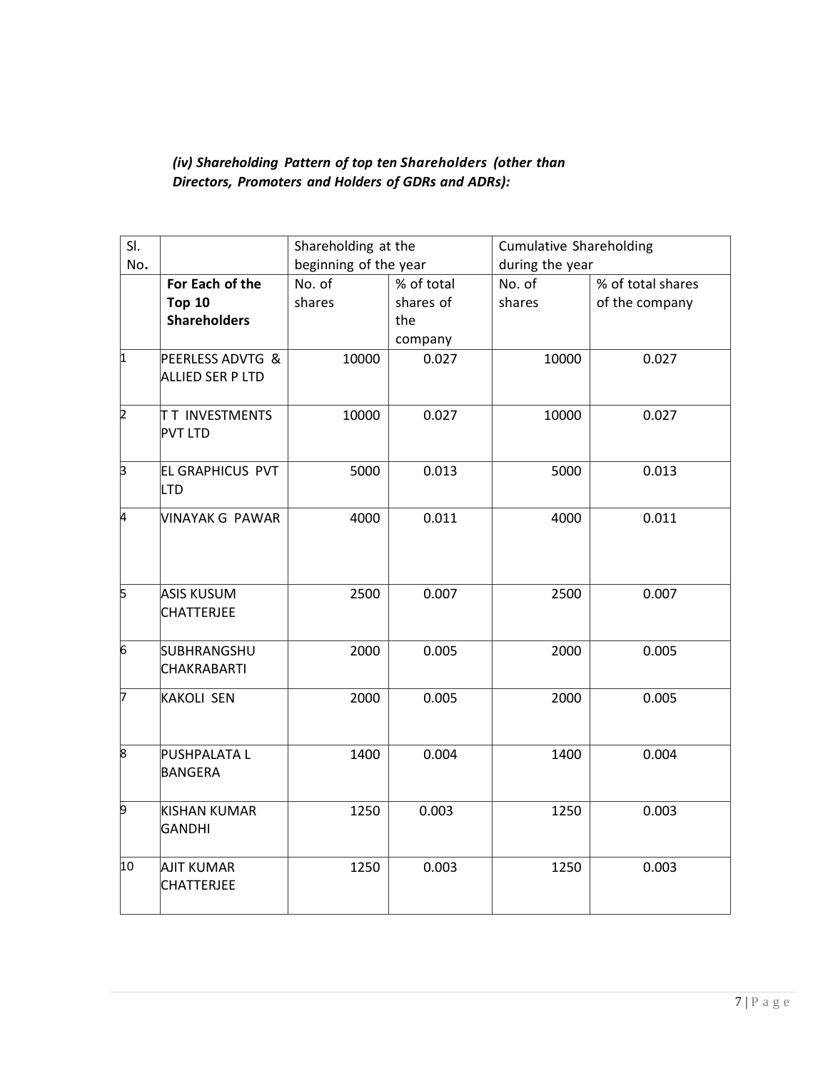***(iv) Shareholding Pattern of top ten Shareholders (other than Directors, Promoters and Holders of GDRs and ADRs):***

| Sl. No. | | Shareholding at the beginning of the year | | Cumulative Shareholding during the year | |
|---|---|---|---|---|---|
| | **For Each of the Top 10 Shareholders** | No. of shares | % of total shares of the company | No. of shares | % of total shares of the company |
| 1 | PEERLESS ADVTG & ALLIED SER P LTD | 10000 | 0.027 | 10000 | 0.027 |
| 2 | T T INVESTMENTS PVT LTD | 10000 | 0.027 | 10000 | 0.027 |
| 3 | EL GRAPHICUS PVT LTD | 5000 | 0.013 | 5000 | 0.013 |
| 4 | VINAYAK G PAWAR | 4000 | 0.011 | 4000 | 0.011 |
| 5 | ASIS KUSUM CHATTERJEE | 2500 | 0.007 | 2500 | 0.007 |
| 6 | SUBHRANGSHU CHAKRABARTI | 2000 | 0.005 | 2000 | 0.005 |
| 7 | KAKOLI SEN | 2000 | 0.005 | 2000 | 0.005 |
| 8 | PUSHPALATA L BANGERA | 1400 | 0.004 | 1400 | 0.004 |
| 9 | KISHAN KUMAR GANDHI | 1250 | 0.003 | 1250 | 0.003 |
| 10 | AJIT KUMAR CHATTERJEE | 1250 | 0.003 | 1250 | 0.003 |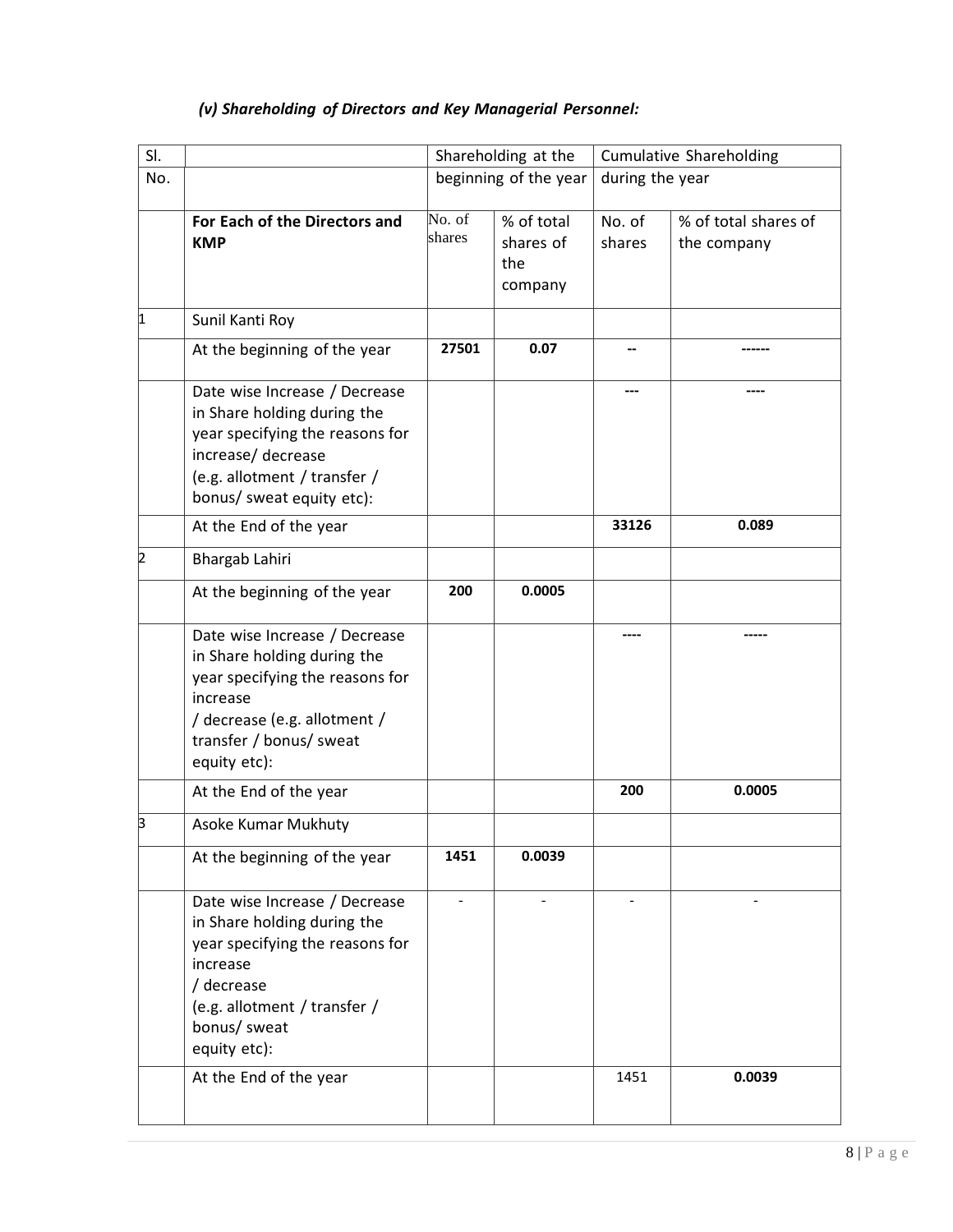### *(v) Shareholding of Directors and Key Managerial Personnel:*

| Sl. No. | | Shareholding at the beginning of the year | | Cumulative Shareholding during the year | |
|---|---|---|---|---|---|
| | **For Each of the Directors and KMP** | No. of shares | % of total shares of the company | No. of shares | % of total shares of the company |
| 1 | Sunil Kanti Roy | | | | |
| | At the beginning of the year | **27501** | **0.07** | -- | ------ |
| | Date wise Increase / Decrease in Share holding during the year specifying the reasons for increase/ decrease (e.g. allotment / transfer / bonus/ sweat equity etc): | | | --- | ---- |
| | At the End of the year | | | **33126** | **0.089** |
| 2 | Bhargab Lahiri | | | | |
| | At the beginning of the year | **200** | **0.0005** | | |
| | Date wise Increase / Decrease in Share holding during the year specifying the reasons for increase / decrease (e.g. allotment / transfer / bonus/ sweat equity etc): | | | ---- | ----- |
| | At the End of the year | | | **200** | **0.0005** |
| 3 | Asoke Kumar Mukhuty | | | | |
| | At the beginning of the year | **1451** | **0.0039** | | |
| | Date wise Increase / Decrease in Share holding during the year specifying the reasons for increase / decrease (e.g. allotment / transfer / bonus/ sweat equity etc): | - | - | - | - |
| | At the End of the year | | | 1451 | **0.0039** |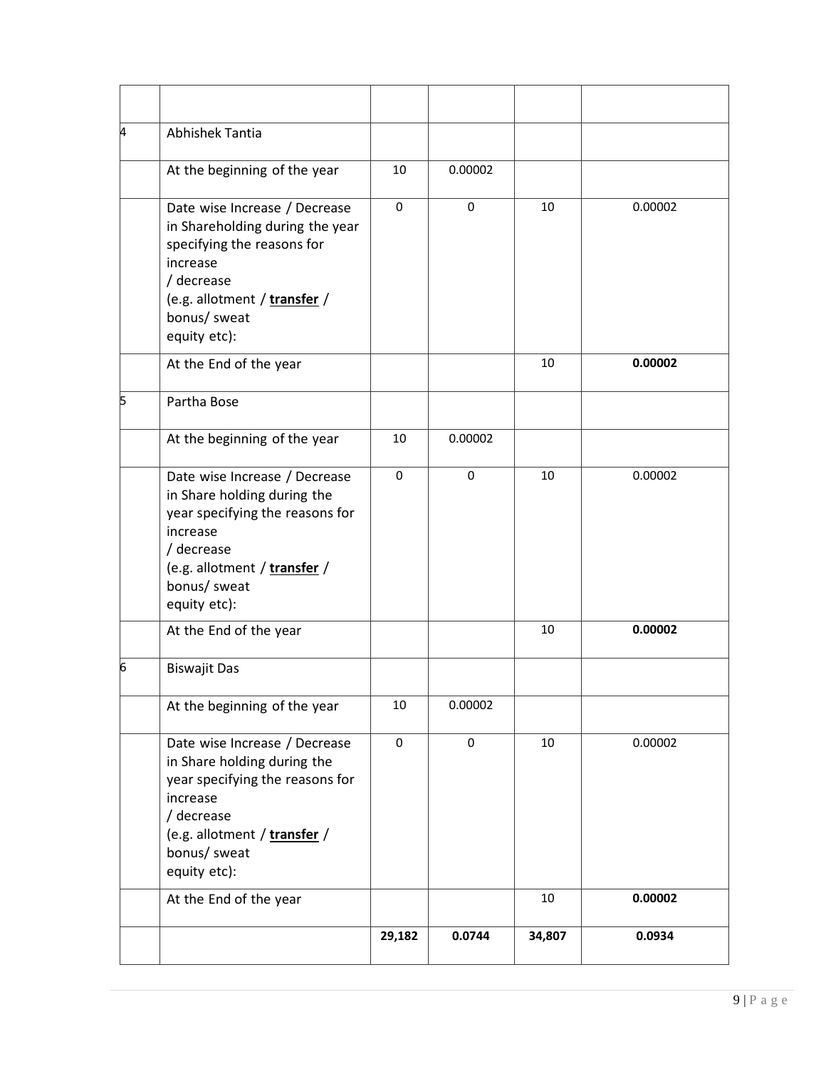| | | | | | |
|---|---|---|---|---|---|
| | | | | | |
| 4 | Abhishek Tantia | | | | |
| | At the beginning of the year | 10 | 0.00002 | | |
| | Date wise Increase / Decrease in Shareholding during the year specifying the reasons for increase / decrease (e.g. allotment / **transfer** / bonus/ sweat equity etc): | 0 | 0 | 10 | 0.00002 |
| | At the End of the year | | | 10 | **0.00002** |
| 5 | Partha Bose | | | | |
| | At the beginning of the year | 10 | 0.00002 | | |
| | Date wise Increase / Decrease in Share holding during the year specifying the reasons for increase / decrease (e.g. allotment / **transfer** / bonus/ sweat equity etc): | 0 | 0 | 10 | 0.00002 |
| | At the End of the year | | | 10 | **0.00002** |
| 6 | Biswajit Das | | | | |
| | At the beginning of the year | 10 | 0.00002 | | |
| | Date wise Increase / Decrease in Share holding during the year specifying the reasons for increase / decrease (e.g. allotment / **transfer** / bonus/ sweat equity etc): | 0 | 0 | 10 | 0.00002 |
| | At the End of the year | | | 10 | **0.00002** |
| | | **29,182** | **0.0744** | **34,807** | **0.0934** |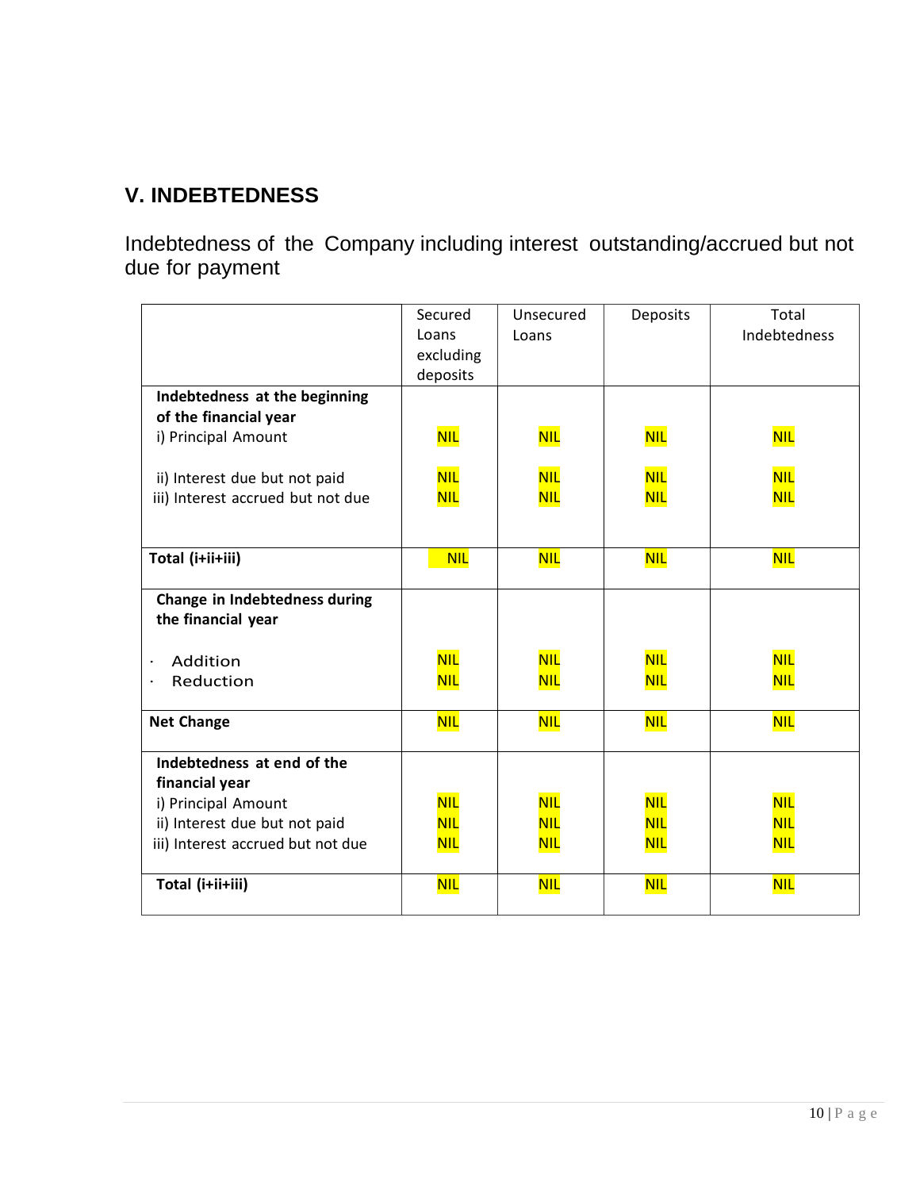## V. INDEBTEDNESS

Indebtedness of the Company including interest outstanding/accrued but not due for payment

| | Secured Loans excluding deposits | Unsecured Loans | Deposits | Total Indebtedness |
|---|---|---|---|---|
| **Indebtedness at the beginning of the financial year** | | | | |
| i) Principal Amount | NIL | NIL | NIL | NIL |
| ii) Interest due but not paid | NIL | NIL | NIL | NIL |
| iii) Interest accrued but not due | NIL | NIL | NIL | NIL |
| **Total (i+ii+iii)** | NIL | NIL | NIL | NIL |
| **Change in Indebtedness during the financial year** | | | | |
| · Addition | NIL | NIL | NIL | NIL |
| · Reduction | NIL | NIL | NIL | NIL |
| **Net Change** | NIL | NIL | NIL | NIL |
| **Indebtedness at end of the financial year** | | | | |
| i) Principal Amount | NIL | NIL | NIL | NIL |
| ii) Interest due but not paid | NIL | NIL | NIL | NIL |
| iii) Interest accrued but not due | NIL | NIL | NIL | NIL |
| **Total (i+ii+iii)** | NIL | NIL | NIL | NIL |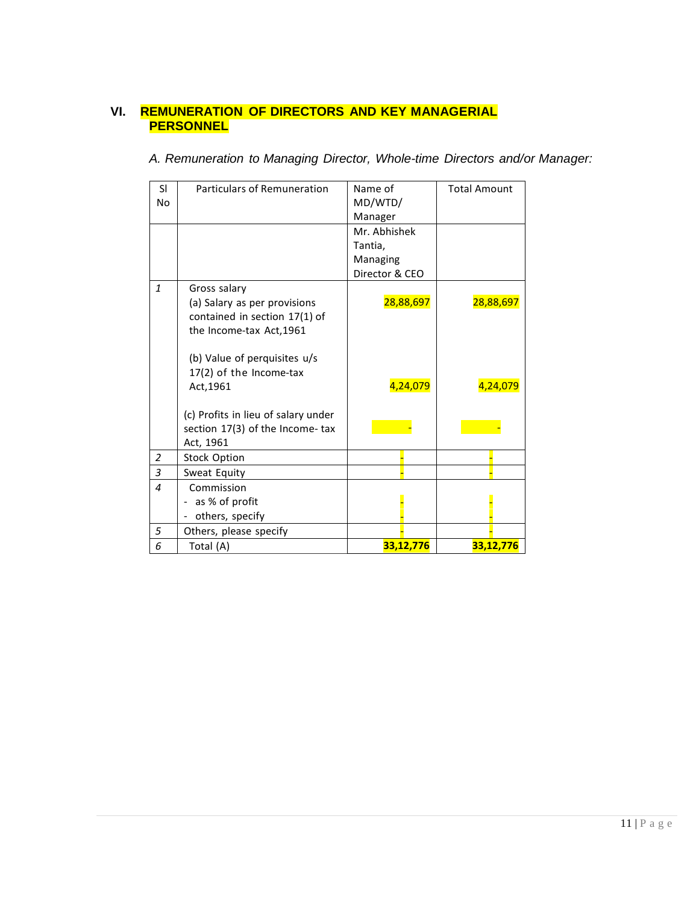## VI. REMUNERATION OF DIRECTORS AND KEY MANAGERIAL PERSONNEL

*A. Remuneration to Managing Director, Whole-time Directors and/or Manager:*

| Sl No | Particulars of Remuneration | Name of MD/WTD/ Manager | Total Amount |
|---|---|---|---|
| | | Mr. Abhishek Tantia, Managing Director & CEO | |
| 1 | Gross salary<br>(a) Salary as per provisions contained in section 17(1) of the Income-tax Act,1961 | 28,88,697 | 28,88,697 |
| | (b) Value of perquisites u/s 17(2) of the Income-tax Act,1961 | 4,24,079 | 4,24,079 |
| | (c) Profits in lieu of salary under section 17(3) of the Income- tax Act, 1961 | - | - |
| 2 | Stock Option | - | - |
| 3 | Sweat Equity | - | - |
| 4 | Commission<br>- as % of profit<br>- others, specify | -<br>- | -<br>- |
| 5 | Others, please specify | - | - |
| 6 | Total (A) | **33,12,776** | **33,12,776** |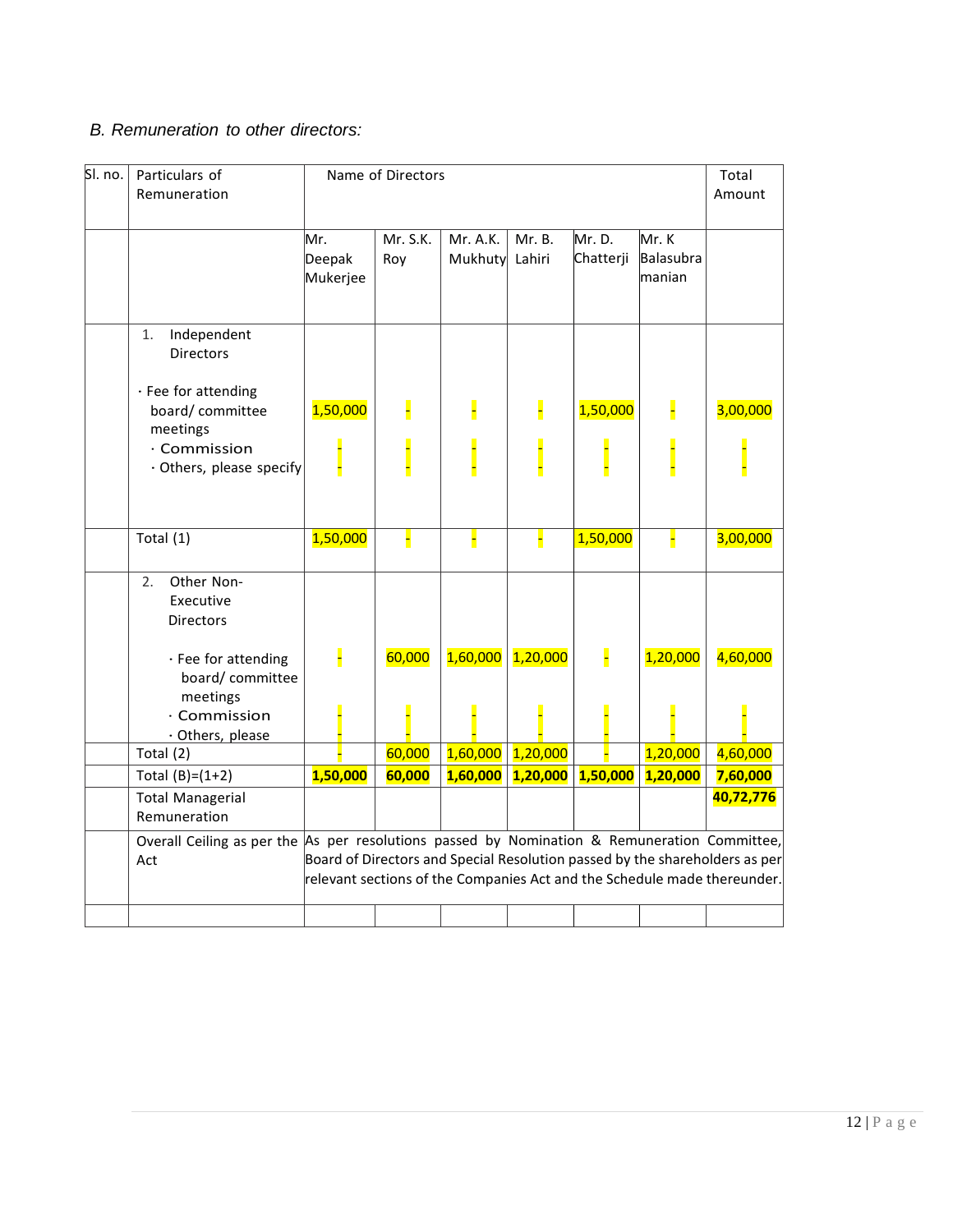*B. Remuneration to other directors:*

| Sl. no. | Particulars of Remuneration | Name of Directors | | | | | | Total Amount |
|---|---|---|---|---|---|---|---|---|
| | | Mr. Deepak Mukerjee | Mr. S.K. Roy | Mr. A.K. Mukhuty | Mr. B. Lahiri | Mr. D. Chatterji | Mr. K Balasubramanian | |
| | 1. Independent Directors<br><br>· Fee for attending board/ committee meetings<br>· Commission<br>· Others, please specify | <br><br>1,50,000<br>-<br>- | <br><br>-<br>-<br>- | <br><br>-<br>-<br>- | <br><br>-<br>-<br>- | <br><br>1,50,000<br>-<br>- | <br><br>-<br>-<br>- | <br><br>3,00,000<br>-<br>- |
| | Total (1) | 1,50,000 | - | - | - | 1,50,000 | - | 3,00,000 |
| | 2. Other Non-Executive Directors<br><br>· Fee for attending board/ committee meetings<br>· Commission<br>· Others, please | <br><br>-<br>-<br>- | <br><br>60,000<br>-<br>- | <br><br>1,60,000<br>-<br>- | <br><br>1,20,000<br>-<br>- | <br><br>-<br>-<br>- | <br><br>1,20,000<br>-<br>- | <br><br>4,60,000<br>-<br>- |
| | Total (2) | - | 60,000 | 1,60,000 | 1,20,000 | - | 1,20,000 | 4,60,000 |
| | Total (B)=(1+2) | **1,50,000** | **60,000** | **1,60,000** | **1,20,000** | **1,50,000** | **1,20,000** | **7,60,000** |
| | Total Managerial Remuneration | | | | | | | **40,72,776** |
| | Overall Ceiling as per the Act | As per resolutions passed by Nomination & Remuneration Committee, Board of Directors and Special Resolution passed by the shareholders as per relevant sections of the Companies Act and the Schedule made thereunder. | | | | | | |
| | | | | | | | | |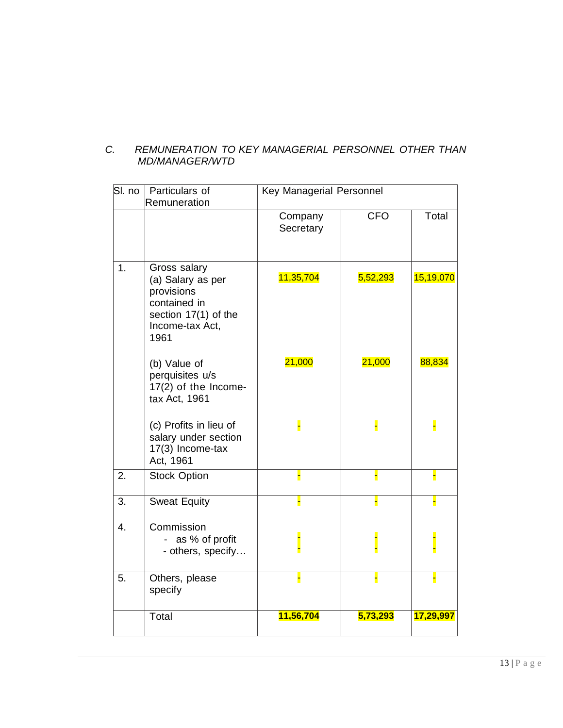*C. REMUNERATION TO KEY MANAGERIAL PERSONNEL OTHER THAN MD/MANAGER/WTD*

| Sl. no | Particulars of Remuneration | Key Managerial Personnel | | |
|---|---|---|---|---|
| | | Company Secretary | CFO | Total |
| 1. | Gross salary<br>(a) Salary as per provisions contained in section 17(1) of the Income-tax Act, 1961 | 11,35,704 | 5,52,293 | 15,19,070 |
| | (b) Value of perquisites u/s 17(2) of the Income-tax Act, 1961 | 21,000 | 21,000 | 88,834 |
| | (c) Profits in lieu of salary under section 17(3) Income-tax Act, 1961 | - | - | - |
| 2. | Stock Option | - | - | - |
| 3. | Sweat Equity | - | - | - |
| 4. | Commission<br>- as % of profit<br>- others, specify… | -<br>- | -<br>- | -<br>- |
| 5. | Others, please specify | - | - | - |
| | Total | **11,56,704** | **5,73,293** | **17,29,997** |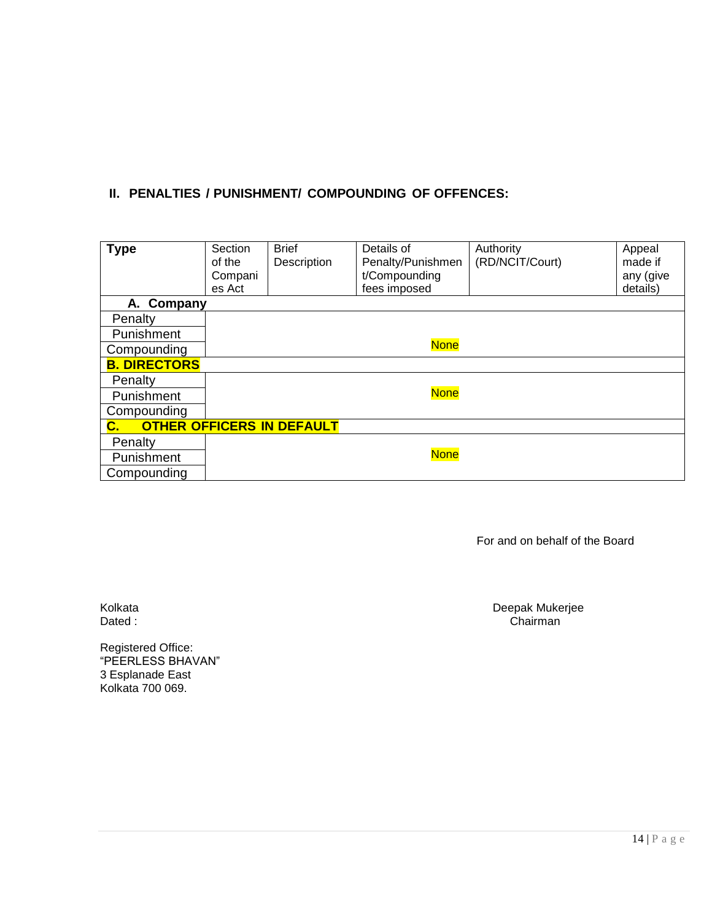## II. PENALTIES / PUNISHMENT/ COMPOUNDING OF OFFENCES:

| Type | Section of the Companies Act | Brief Description | Details of Penalty/Punishment/Compounding fees imposed | Authority (RD/NCIT/Court) | Appeal made if any (give details) |
|---|---|---|---|---|---|
| **A. Company** | | | | | |
| Penalty | | | | | |
| Punishment | | | None | | |
| Compounding | | | | | |
| **B. DIRECTORS** | | | | | |
| Penalty | | | | | |
| Punishment | | | None | | |
| Compounding | | | | | |
| **C. OTHER OFFICERS IN DEFAULT** | | | | | |
| Penalty | | | | | |
| Punishment | | | None | | |
| Compounding | | | | | |

For and on behalf of the Board

Kolkata
Dated :

Deepak Mukerjee
Chairman

Registered Office:
“PEERLESS BHAVAN”
3 Esplanade East
Kolkata 700 069.